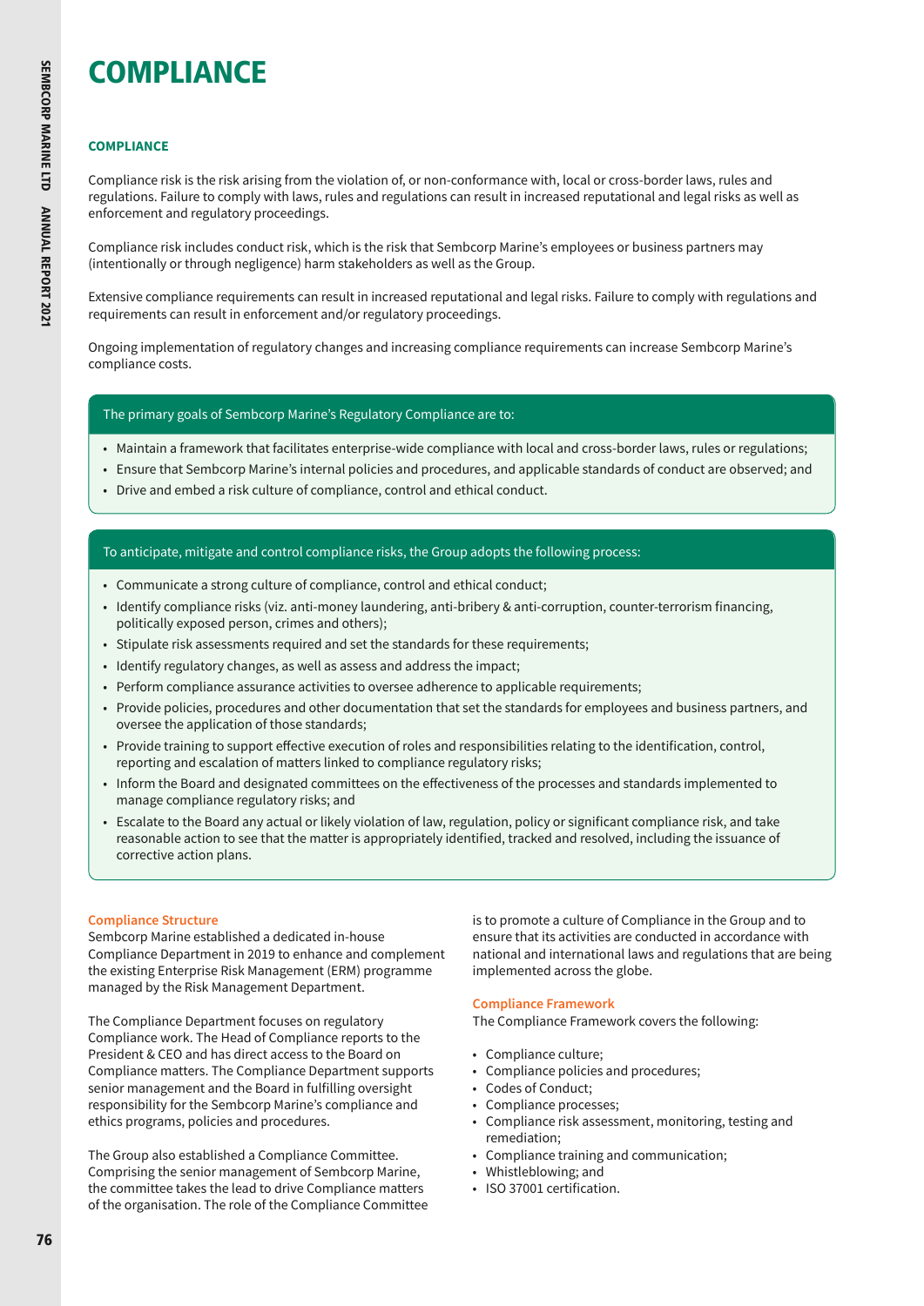# COMPLIANCE

## COMPLIANCE

Compliance risk is the risk arising from the violation of, or non-conformance with, local or cross-border laws, rules and regulations. Failure to comply with laws, rules and regulations can result in increased reputational and legal risks as well as enforcement and regulatory proceedings.

Compliance risk includes conduct risk, which is the risk that Sembcorp Marine's employees or business partners may (intentionally or through negligence) harm stakeholders as well as the Group.

Extensive compliance requirements can result in increased reputational and legal risks. Failure to comply with regulations and requirements can result in enforcement and/or regulatory proceedings.

Ongoing implementation of regulatory changes and increasing compliance requirements can increase Sembcorp Marine's compliance costs.

The primary goals of Sembcorp Marine's Regulatory Compliance are to:

- Maintain a framework that facilitates enterprise-wide compliance with local and cross-border laws, rules or regulations;
- Ensure that Sembcorp Marine's internal policies and procedures, and applicable standards of conduct are observed; and
- Drive and embed a risk culture of compliance, control and ethical conduct.

To anticipate, mitigate and control compliance risks, the Group adopts the following process:

- Communicate a strong culture of compliance, control and ethical conduct;
- Identify compliance risks (viz. anti-money laundering, anti-bribery & anti-corruption, counter-terrorism financing, politically exposed person, crimes and others);
- Stipulate risk assessments required and set the standards for these requirements;
- Identify regulatory changes, as well as assess and address the impact;
- Perform compliance assurance activities to oversee adherence to applicable requirements;
- Provide policies, procedures and other documentation that set the standards for employees and business partners, and oversee the application of those standards;
- Provide training to support effective execution of roles and responsibilities relating to the identification, control, reporting and escalation of matters linked to compliance regulatory risks;
- Inform the Board and designated committees on the effectiveness of the processes and standards implemented to manage compliance regulatory risks; and
- Escalate to the Board any actual or likely violation of law, regulation, policy or significant compliance risk, and take reasonable action to see that the matter is appropriately identified, tracked and resolved, including the issuance of corrective action plans.

### Compliance Structure

Sembcorp Marine established a dedicated in-house Compliance Department in 2019 to enhance and complement the existing Enterprise Risk Management (ERM) programme managed by the Risk Management Department.

The Compliance Department focuses on regulatory Compliance work. The Head of Compliance reports to the President & CEO and has direct access to the Board on Compliance matters. The Compliance Department supports senior management and the Board in fulfilling oversight responsibility for the Sembcorp Marine's compliance and ethics programs, policies and procedures.

The Group also established a Compliance Committee. Comprising the senior management of Sembcorp Marine, the committee takes the lead to drive Compliance matters of the organisation. The role of the Compliance Committee is to promote a culture of Compliance in the Group and to ensure that its activities are conducted in accordance with national and international laws and regulations that are being implemented across the globe.

### Compliance Framework

The Compliance Framework covers the following:

- Compliance culture;
- Compliance policies and procedures;
- Codes of Conduct;
- Compliance processes;
- Compliance risk assessment, monitoring, testing and remediation;
- Compliance training and communication;
- Whistleblowing; and
- ISO 37001 certification.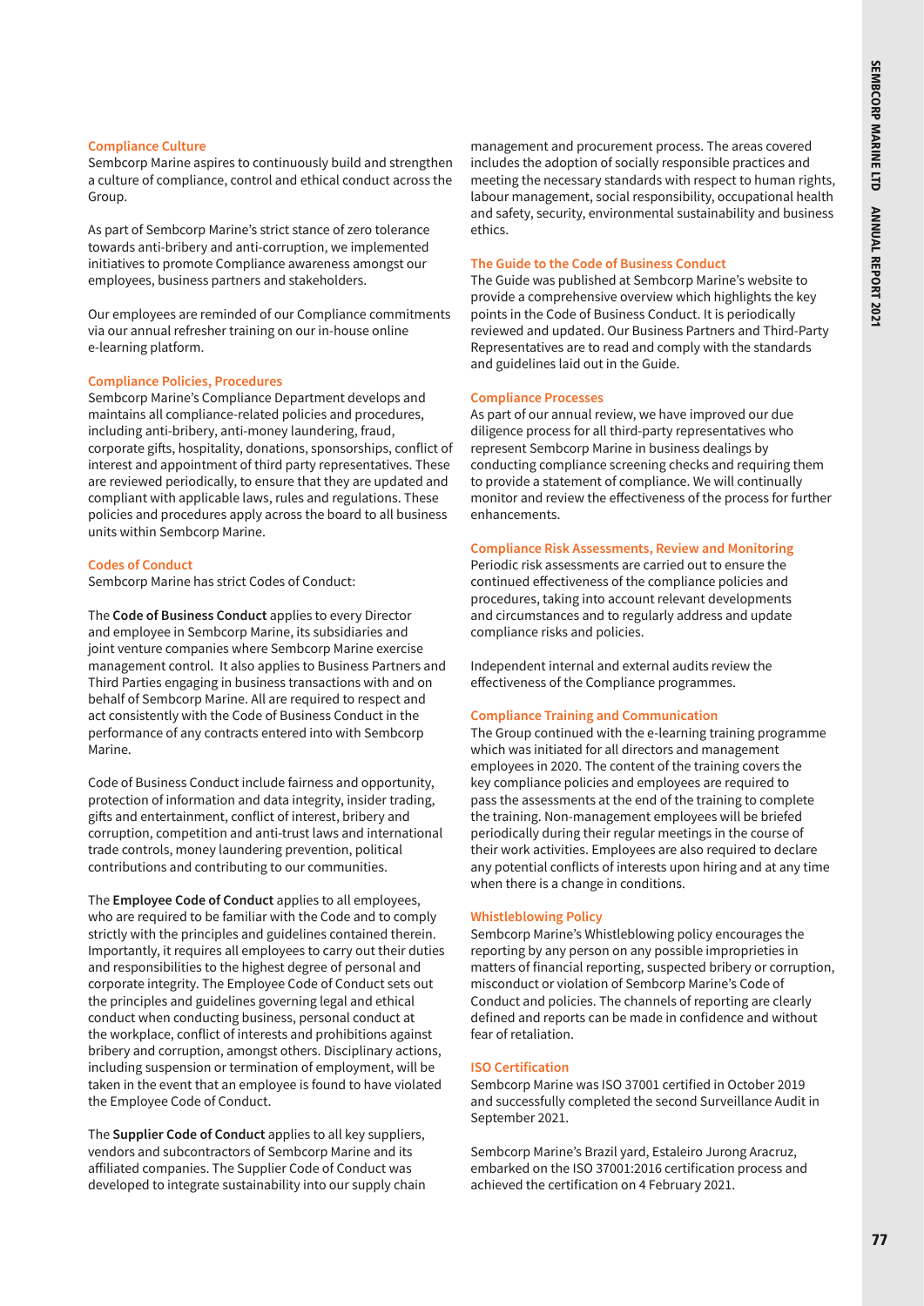### Compliance Culture

Sembcorp Marine aspires to continuously build and strengthen a culture of compliance, control and ethical conduct across the Group.

As part of Sembcorp Marine's strict stance of zero tolerance towards anti-bribery and anti-corruption, we implemented initiatives to promote Compliance awareness amongst our employees, business partners and stakeholders.

Our employees are reminded of our Compliance commitments via our annual refresher training on our in-house online e-learning platform.

### Compliance Policies, Procedures

Sembcorp Marine's Compliance Department develops and maintains all compliance-related policies and procedures, including anti-bribery, anti-money laundering, fraud, corporate gifts, hospitality, donations, sponsorships, conflict of interest and appointment of third party representatives. These are reviewed periodically, to ensure that they are updated and compliant with applicable laws, rules and regulations. These policies and procedures apply across the board to all business units within Sembcorp Marine.

### Codes of Conduct

Sembcorp Marine has strict Codes of Conduct:

The **Code of Business Conduct** applies to every Director and employee in Sembcorp Marine, its subsidiaries and joint venture companies where Sembcorp Marine exercise management control. It also applies to Business Partners and Third Parties engaging in business transactions with and on behalf of Sembcorp Marine. All are required to respect and act consistently with the Code of Business Conduct in the performance of any contracts entered into with Sembcorp Marine.

Code of Business Conduct include fairness and opportunity, protection of information and data integrity, insider trading, gifts and entertainment, conflict of interest, bribery and corruption, competition and anti-trust laws and international trade controls, money laundering prevention, political contributions and contributing to our communities.

The **Employee Code of Conduct** applies to all employees, who are required to be familiar with the Code and to comply strictly with the principles and guidelines contained therein. Importantly, it requires all employees to carry out their duties and responsibilities to the highest degree of personal and corporate integrity. The Employee Code of Conduct sets out the principles and guidelines governing legal and ethical conduct when conducting business, personal conduct at the workplace, conflict of interests and prohibitions against bribery and corruption, amongst others. Disciplinary actions, including suspension or termination of employment, will be taken in the event that an employee is found to have violated the Employee Code of Conduct.

The **Supplier Code of Conduct** applies to all key suppliers, vendors and subcontractors of Sembcorp Marine and its affiliated companies. The Supplier Code of Conduct was developed to integrate sustainability into our supply chain management and procurement process. The areas covered includes the adoption of socially responsible practices and meeting the necessary standards with respect to human rights, labour management, social responsibility, occupational health and safety, security, environmental sustainability and business ethics.

### The Guide to the Code of Business Conduct

The Guide was published at Sembcorp Marine's website to provide a comprehensive overview which highlights the key points in the Code of Business Conduct. It is periodically reviewed and updated. Our Business Partners and Third-Party Representatives are to read and comply with the standards and guidelines laid out in the Guide.

### Compliance Processes

As part of our annual review, we have improved our due diligence process for all third-party representatives who represent Sembcorp Marine in business dealings by conducting compliance screening checks and requiring them to provide a statement of compliance. We will continually monitor and review the effectiveness of the process for further enhancements.

### Compliance Risk Assessments, Review and Monitoring

Periodic risk assessments are carried out to ensure the continued effectiveness of the compliance policies and procedures, taking into account relevant developments and circumstances and to regularly address and update compliance risks and policies.

Independent internal and external audits review the effectiveness of the Compliance programmes.

### Compliance Training and Communication

The Group continued with the e-learning training programme which was initiated for all directors and management employees in 2020. The content of the training covers the key compliance policies and employees are required to pass the assessments at the end of the training to complete the training. Non-management employees will be briefed periodically during their regular meetings in the course of their work activities. Employees are also required to declare any potential conflicts of interests upon hiring and at any time when there is a change in conditions.

### Whistleblowing Policy

Sembcorp Marine's Whistleblowing policy encourages the reporting by any person on any possible improprieties in matters of financial reporting, suspected bribery or corruption, misconduct or violation of Sembcorp Marine's Code of Conduct and policies. The channels of reporting are clearly defined and reports can be made in confidence and without fear of retaliation.

### ISO Certification

Sembcorp Marine was ISO 37001 certified in October 2019 and successfully completed the second Surveillance Audit in September 2021.

Sembcorp Marine's Brazil yard, Estaleiro Jurong Aracruz, embarked on the ISO 37001:2016 certification process and achieved the certification on 4 February 2021.